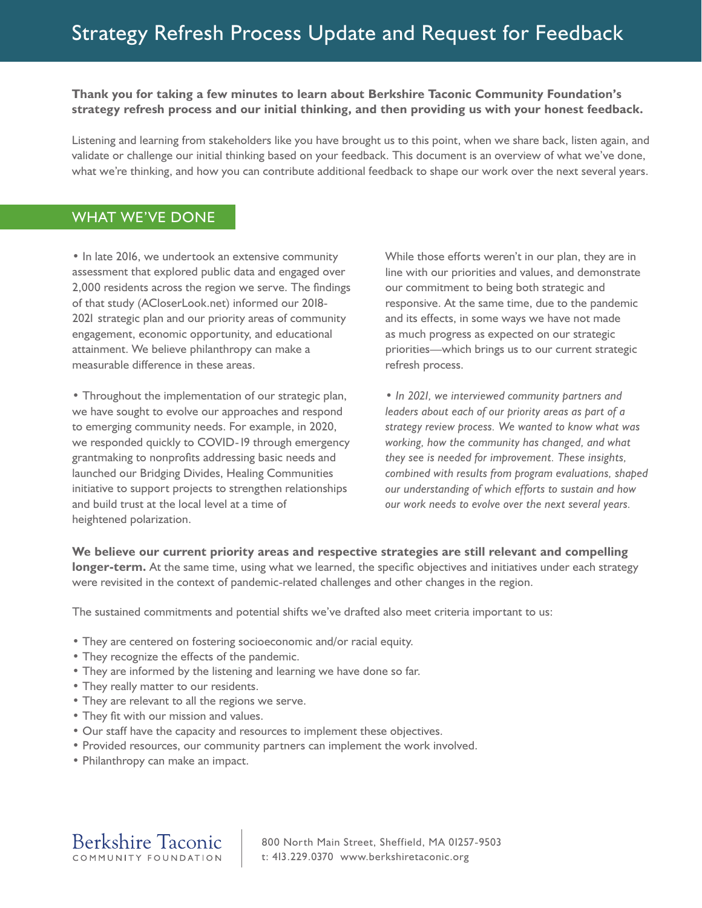# Strategy Refresh Process Update and Request for Feedback

**Thank you for taking a few minutes to learn about Berkshire Taconic Community Foundation's strategy refresh process and our initial thinking, and then providing us with your honest feedback.**

Listening and learning from stakeholders like you have brought us to this point, when we share back, listen again, and validate or challenge our initial thinking based on your feedback. This document is an overview of what we've done, what we're thinking, and how you can contribute additional feedback to shape our work over the next several years.

## WHAT WE'VE DONE

• In late 2016, we undertook an extensive community assessment that explored public data and engaged over 2,000 residents across the region we serve. The findings of that study (ACloserLook.net) informed our 2018-2021 strategic plan and our priority areas of community engagement, economic opportunity, and educational attainment. We believe philanthropy can make a measurable difference in these areas.

• Throughout the implementation of our strategic plan, we have sought to evolve our approaches and respond to emerging community needs. For example, in 2020, we responded quickly to COVID-19 through emergency grantmaking to nonprofits addressing basic needs and launched our Bridging Divides, Healing Communities initiative to support projects to strengthen relationships and build trust at the local level at a time of heightened polarization.

While those efforts weren't in our plan, they are in line with our priorities and values, and demonstrate our commitment to being both strategic and responsive. At the same time, due to the pandemic and its effects, in some ways we have not made as much progress as expected on our strategic priorities—which brings us to our current strategic refresh process.

*• In 2021, we interviewed community partners and leaders about each of our priority areas as part of a strategy review process. We wanted to know what was working, how the community has changed, and what they see is needed for improvement. These insights, combined with results from program evaluations, shaped our understanding of which efforts to sustain and how our work needs to evolve over the next several years.*

**We believe our current priority areas and respective strategies are still relevant and compelling longer-term.** At the same time, using what we learned, the specific objectives and initiatives under each strategy were revisited in the context of pandemic-related challenges and other changes in the region.

The sustained commitments and potential shifts we've drafted also meet criteria important to us:

- They are centered on fostering socioeconomic and/or racial equity.
- They recognize the effects of the pandemic.
- They are informed by the listening and learning we have done so far.
- They really matter to our residents.
- They are relevant to all the regions we serve.
- They fit with our mission and values.
- Our staff have the capacity and resources to implement these objectives.
- Provided resources, our community partners can implement the work involved.
- Philanthropy can make an impact.

Berkshire Taconic COMMUNITY FOUNDATION

800 North Main Street, Sheffield, MA 01257-9503
t: 413.229.0370 www.berkshiretaconic.org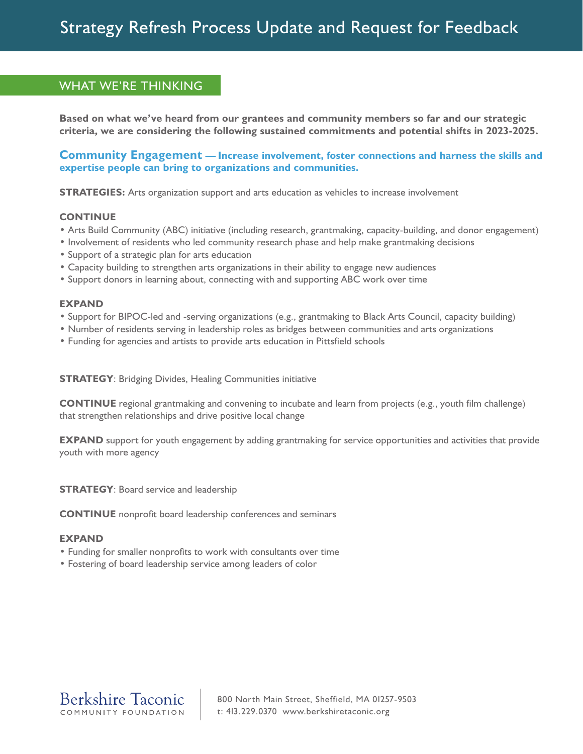# Strategy Refresh Process Update and Request for Feedback

## WHAT WE'RE THINKING

**Based on what we've heard from our grantees and community members so far and our strategic criteria, we are considering the following sustained commitments and potential shifts in 2023-2025.**

### Community Engagement — Increase involvement, foster connections and harness the skills and expertise people can bring to organizations and communities.

**STRATEGIES:** Arts organization support and arts education as vehicles to increase involvement

**CONTINUE**

- Arts Build Community (ABC) initiative (including research, grantmaking, capacity-building, and donor engagement)
- Involvement of residents who led community research phase and help make grantmaking decisions
- Support of a strategic plan for arts education
- Capacity building to strengthen arts organizations in their ability to engage new audiences
- Support donors in learning about, connecting with and supporting ABC work over time

**EXPAND**

- Support for BIPOC-led and -serving organizations (e.g., grantmaking to Black Arts Council, capacity building)
- Number of residents serving in leadership roles as bridges between communities and arts organizations
- Funding for agencies and artists to provide arts education in Pittsfield schools

**STRATEGY**: Bridging Divides, Healing Communities initiative

**CONTINUE** regional grantmaking and convening to incubate and learn from projects (e.g., youth film challenge) that strengthen relationships and drive positive local change

**EXPAND** support for youth engagement by adding grantmaking for service opportunities and activities that provide youth with more agency

**STRATEGY**: Board service and leadership

**CONTINUE** nonprofit board leadership conferences and seminars

**EXPAND**

- Funding for smaller nonprofits to work with consultants over time
- Fostering of board leadership service among leaders of color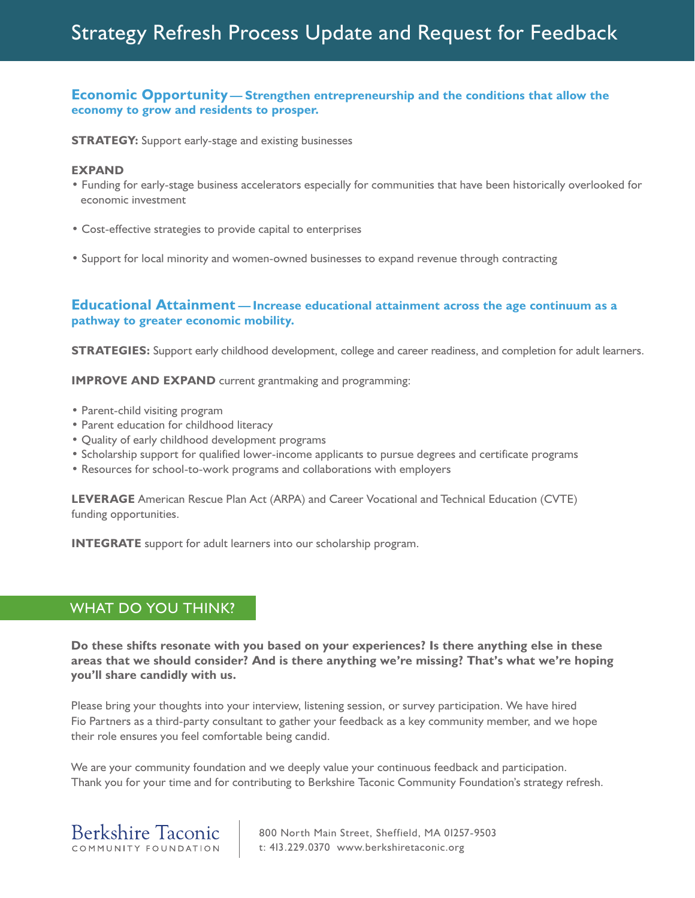# Strategy Refresh Process Update and Request for Feedback

## Economic Opportunity — Strengthen entrepreneurship and the conditions that allow the economy to grow and residents to prosper.

**STRATEGY:** Support early-stage and existing businesses

**EXPAND**

- Funding for early-stage business accelerators especially for communities that have been historically overlooked for economic investment
- Cost-effective strategies to provide capital to enterprises
- Support for local minority and women-owned businesses to expand revenue through contracting

## Educational Attainment — Increase educational attainment across the age continuum as a pathway to greater economic mobility.

**STRATEGIES:** Support early childhood development, college and career readiness, and completion for adult learners.

**IMPROVE AND EXPAND** current grantmaking and programming:

- Parent-child visiting program
- Parent education for childhood literacy
- Quality of early childhood development programs
- Scholarship support for qualified lower-income applicants to pursue degrees and certificate programs
- Resources for school-to-work programs and collaborations with employers

**LEVERAGE** American Rescue Plan Act (ARPA) and Career Vocational and Technical Education (CVTE) funding opportunities.

**INTEGRATE** support for adult learners into our scholarship program.

## WHAT DO YOU THINK?

**Do these shifts resonate with you based on your experiences? Is there anything else in these areas that we should consider? And is there anything we're missing? That's what we're hoping you'll share candidly with us.**

Please bring your thoughts into your interview, listening session, or survey participation. We have hired Fio Partners as a third-party consultant to gather your feedback as a key community member, and we hope their role ensures you feel comfortable being candid.

We are your community foundation and we deeply value your continuous feedback and participation. Thank you for your time and for contributing to Berkshire Taconic Community Foundation's strategy refresh.

Berkshire Taconic
COMMUNITY FOUNDATION

800 North Main Street, Sheffield, MA 01257-9503
t: 413.229.0370 www.berkshiretaconic.org